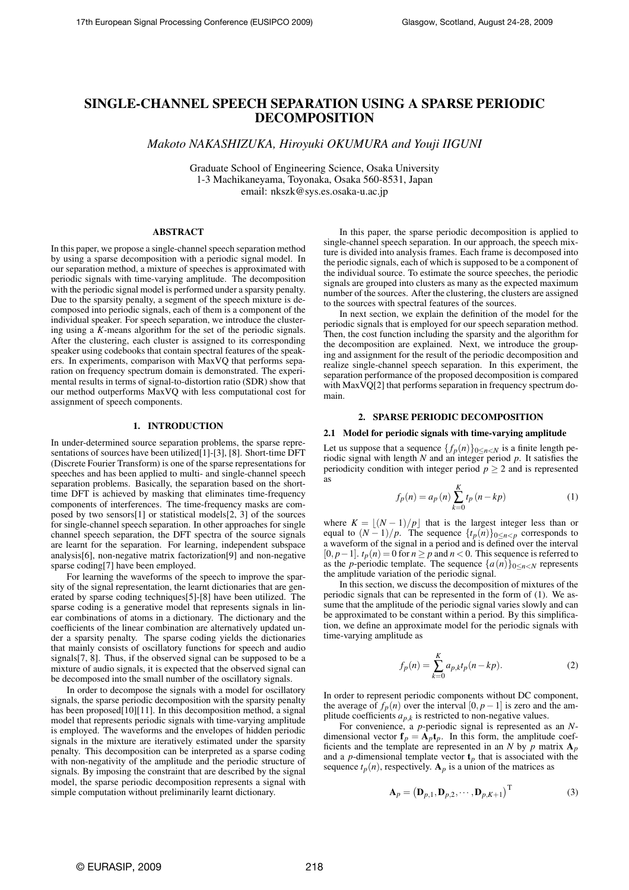# SINGLE-CHANNEL SPEECH SEPARATION USING A SPARSE PERIODIC DECOMPOSITION

*Makoto NAKASHIZUKA, Hiroyuki OKUMURA and Youji IIGUNI*

Graduate School of Engineering Science, Osaka University
1-3 Machikaneyama, Toyonaka, Osaka 560-8531, Japan
email: nkszk@sys.es.osaka-u.ac.jp

## ABSTRACT

In this paper, we propose a single-channel speech separation method by using a sparse decomposition with a periodic signal model. In our separation method, a mixture of speeches is approximated with periodic signals with time-varying amplitude. The decomposition with the periodic signal model is performed under a sparsity penalty. Due to the sparsity penalty, a segment of the speech mixture is decomposed into periodic signals, each of them is a component of the individual speaker. For speech separation, we introduce the clustering using a *K*-means algorithm for the set of the periodic signals. After the clustering, each cluster is assigned to its corresponding speaker using codebooks that contain spectral features of the speakers. In experiments, comparison with MaxVQ that performs separation on frequency spectrum domain is demonstrated. The experimental results in terms of signal-to-distortion ratio (SDR) show that our method outperforms MaxVQ with less computational cost for assignment of speech components.

## 1. INTRODUCTION

In under-determined source separation problems, the sparse representations of sources have been utilized[1]-[3], [8]. Short-time DFT (Discrete Fourier Transform) is one of the sparse representations for speeches and has been applied to multi- and single-channel speech separation problems. Basically, the separation based on the short-time DFT is achieved by masking that eliminates time-frequency components of interferences. The time-frequency masks are composed by two sensors[1] or statistical models[2, 3] of the sources for single-channel speech separation. In other approaches for single channel speech separation, the DFT spectra of the source signals are learnt for the separation. For learning, independent subspace analysis[6], non-negative matrix factorization[9] and non-negative sparse coding[7] have been employed.

For learning the waveforms of the speech to improve the sparsity of the signal representation, the learnt dictionaries that are generated by sparse coding techniques[5]-[8] have been utilized. The sparse coding is a generative model that represents signals in linear combinations of atoms in a dictionary. The dictionary and the coefficients of the linear combination are alternatively updated under a sparsity penalty. The sparse coding yields the dictionaries that mainly consists of oscillatory functions for speech and audio signals[7, 8]. Thus, if the observed signal can be supposed to be a mixture of audio signals, it is expected that the observed signal can be decomposed into the small number of the oscillatory signals.

In order to decompose the signals with a model for oscillatory signals, the sparse periodic decomposition with the sparsity penalty has been proposed[10][11]. In this decomposition method, a signal model that represents periodic signals with time-varying amplitude is employed. The waveforms and the envelopes of hidden periodic signals in the mixture are iteratively estimated under the sparsity penalty. This decomposition can be interpreted as a sparse coding with non-negativity of the amplitude and the periodic structure of signals. By imposing the constraint that are described by the signal model, the sparse periodic decomposition represents a signal with simple computation without preliminarily learnt dictionary.

In this paper, the sparse periodic decomposition is applied to single-channel speech separation. In our approach, the speech mixture is divided into analysis frames. Each frame is decomposed into the periodic signals, each of which is supposed to be a component of the individual source. To estimate the source speeches, the periodic signals are grouped into clusters as many as the expected maximum number of the sources. After the clustering, the clusters are assigned to the sources with spectral features of the sources.

In next section, we explain the definition of the model for the periodic signals that is employed for our speech separation method. Then, the cost function including the sparsity and the algorithm for the decomposition are explained. Next, we introduce the grouping and assignment for the result of the periodic decomposition and realize single-channel speech separation. In this experiment, the separation performance of the proposed decomposition is compared with MaxVQ[2] that performs separation in frequency spectrum domain.

## 2. SPARSE PERIODIC DECOMPOSITION

### 2.1 Model for periodic signals with time-varying amplitude

Let us suppose that a sequence $\{f_p(n)\}_{0 \le n < N}$ is a finite length periodic signal with length $N$ and an integer period $p$. It satisfies the periodicity condition with integer period $p \ge 2$ and is represented as

$$f_p(n) = a_p(n) \sum_{k=0}^{K} t_p(n - kp) \tag{1}$$

where $K = \lfloor (N-1)/p \rfloor$ that is the largest integer less than or equal to $(N-1)/p$. The sequence $\{t_p(n)\}_{0 \le n < p}$ corresponds to a waveform of the signal in a period and is defined over the interval $[0, p-1]$. $t_p(n) = 0$ for $n \ge p$ and $n < 0$. This sequence is referred to as the *p*-periodic template. The sequence $\{a(n)\}_{0 \le n < N}$ represents the amplitude variation of the periodic signal.

In this section, we discuss the decomposition of mixtures of the periodic signals that can be represented in the form of (1). We assume that the amplitude of the periodic signal varies slowly and can be approximated to be constant within a period. By this simplification, we define an approximate model for the periodic signals with time-varying amplitude as

$$f_p(n) = \sum_{k=0}^{K} a_{p,k} t_p(n - kp). \tag{2}$$

In order to represent periodic components without DC component, the average of $f_p(n)$ over the interval $[0, p-1]$ is zero and the amplitude coefficients $a_{p,k}$ is restricted to non-negative values.

For convenience, a $p$-periodic signal is represented as an $N$-dimensional vector $\mathbf{f}_p = \mathbf{A}_p \mathbf{t}_p$. In this form, the amplitude coefficients and the template are represented in an $N$ by $p$ matrix $\mathbf{A}_p$ and a $p$-dimensional template vector $\mathbf{t}_p$ that is associated with the sequence $t_p(n)$, respectively. $\mathbf{A}_p$ is a union of the matrices as

$$\mathbf{A}_p = \left(\mathbf{D}_{p,1}, \mathbf{D}_{p,2}, \cdots, \mathbf{D}_{p,K+1}\right)^{\mathrm{T}} \tag{3}$$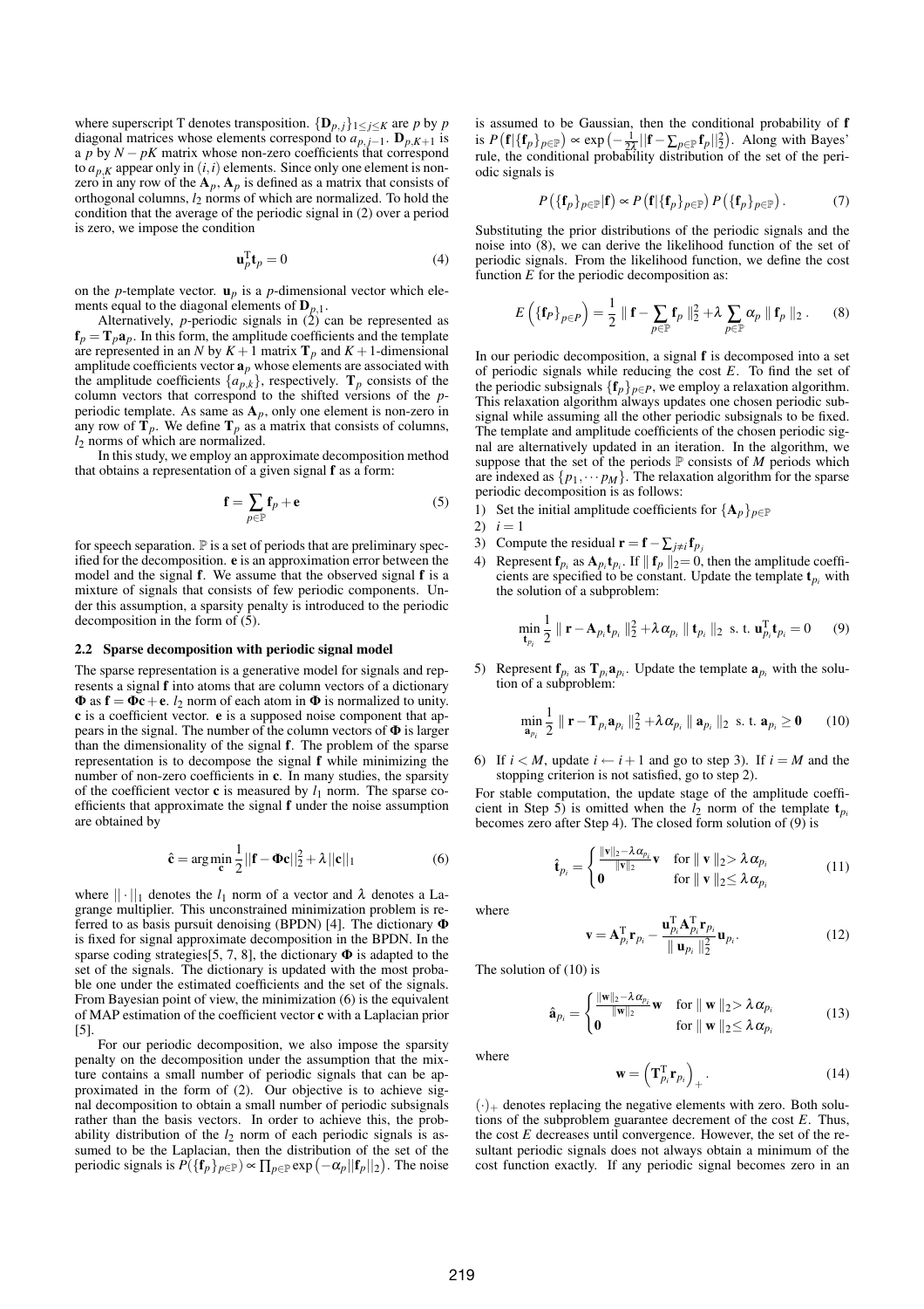where superscript T denotes transposition. $\{\mathbf{D}_{p,j}\}_{1\leq j\leq K}$ are $p$ by $p$ diagonal matrices whose elements correspond to $a_{p,j-1}$. $\mathbf{D}_{p,K+1}$ is a $p$ by $N-pK$ matrix whose non-zero coefficients that correspond to $a_{p,K}$ appear only in $(i,i)$ elements. Since only one element is non-zero in any row of the $\mathbf{A}_p$, $\mathbf{A}_p$ is defined as a matrix that consists of orthogonal columns, $l_2$ norms of which are normalized. To hold the condition that the average of the periodic signal in (2) over a period is zero, we impose the condition

$$\mathbf{u}_p^{\mathrm{T}}\mathbf{t}_p = 0 \tag{4}$$

on the $p$-template vector. $\mathbf{u}_p$ is a $p$-dimensional vector which elements equal to the diagonal elements of $\mathbf{D}_{p,1}$.

Alternatively, $p$-periodic signals in (2) can be represented as $\mathbf{f}_p = \mathbf{T}_p\mathbf{a}_p$. In this form, the amplitude coefficients and the template are represented in an $N$ by $K+1$ matrix $\mathbf{T}_p$ and $K+1$-dimensional amplitude coefficients vector $\mathbf{a}_p$ whose elements are associated with the amplitude coefficients $\{a_{p,k}\}$, respectively. $\mathbf{T}_p$ consists of the column vectors that correspond to the shifted versions of the $p$-periodic template. As same as $\mathbf{A}_p$, only one element is non-zero in any row of $\mathbf{T}_p$. We define $\mathbf{T}_p$ as a matrix that consists of columns, $l_2$ norms of which are normalized.

In this study, we employ an approximate decomposition method that obtains a representation of a given signal $\mathbf{f}$ as a form:

$$\mathbf{f} = \sum_{p\in\mathbb{P}} \mathbf{f}_p + \mathbf{e} \tag{5}$$

for speech separation. $\mathbb{P}$ is a set of periods that are preliminary specified for the decomposition. $\mathbf{e}$ is an approximation error between the model and the signal $\mathbf{f}$. We assume that the observed signal $\mathbf{f}$ is a mixture of signals that consists of few periodic components. Under this assumption, a sparsity penalty is introduced to the periodic decomposition in the form of (5).

### 2.2 Sparse decomposition with periodic signal model

The sparse representation is a generative model for signals and represents a signal $\mathbf{f}$ into atoms that are column vectors of a dictionary $\mathbf{\Phi}$ as $\mathbf{f} = \mathbf{\Phi}\mathbf{c} + \mathbf{e}$. $l_2$ norm of each atom in $\mathbf{\Phi}$ is normalized to unity. $\mathbf{c}$ is a coefficient vector. $\mathbf{e}$ is a supposed noise component that appears in the signal. The number of the column vectors of $\mathbf{\Phi}$ is larger than the dimensionality of the signal $\mathbf{f}$. The problem of the sparse representation is to decompose the signal $\mathbf{f}$ while minimizing the number of non-zero coefficients in $\mathbf{c}$. In many studies, the sparsity of the coefficient vector $\mathbf{c}$ is measured by $l_1$ norm. The sparse coefficients that approximate the signal $\mathbf{f}$ under the noise assumption are obtained by

$$\hat{\mathbf{c}} = \arg\min_{\mathbf{c}} \frac{1}{2}||\mathbf{f} - \mathbf{\Phi}\mathbf{c}||_2^2 + \lambda||\mathbf{c}||_1 \tag{6}$$

where $||\cdot||_1$ denotes the $l_1$ norm of a vector and $\lambda$ denotes a Lagrange multiplier. This unconstrained minimization problem is referred to as basis pursuit denoising (BPDN) [4]. The dictionary $\mathbf{\Phi}$ is fixed for signal approximate decomposition in the BPDN. In the sparse coding strategies[5, 7, 8], the dictionary $\mathbf{\Phi}$ is adapted to the set of the signals. The dictionary is updated with the most probable one under the estimated coefficients and the set of the signals. From Bayesian point of view, the minimization (6) is the equivalent of MAP estimation of the coefficient vector $\mathbf{c}$ with a Laplacian prior [5].

For our periodic decomposition, we also impose the sparsity penalty on the decomposition under the assumption that the mixture contains a small number of periodic signals that can be approximated in the form of (2). Our objective is to achieve signal decomposition to obtain a small number of periodic subsignals rather than the basis vectors. In order to achieve this, the probability distribution of the $l_2$ norm of each periodic signals is assumed to be the Laplacian, then the distribution of the set of the periodic signals is $P(\{\mathbf{f}_p\}_{p\in\mathbb{P}}) \propto \prod_{p\in\mathbb{P}} \exp(-\alpha_p||\mathbf{f}_p||_2)$. The noise is assumed to be Gaussian, then the conditional probability of $\mathbf{f}$ is $P(\mathbf{f}|\{\mathbf{f}_p\}_{p\in\mathbb{P}}) \propto \exp(-\frac{1}{2\lambda}||\mathbf{f} - \sum_{p\in\mathbb{P}}\mathbf{f}_p||_2^2)$. Along with Bayes' rule, the conditional probability distribution of the set of the periodic signals is

$$P(\{\mathbf{f}_p\}_{p\in\mathbb{P}}|\mathbf{f}) \propto P(\mathbf{f}|\{\mathbf{f}_p\}_{p\in\mathbb{P}})\, P(\{\mathbf{f}_p\}_{p\in\mathbb{P}}). \tag{7}$$

Substituting the prior distributions of the periodic signals and the noise into (8), we can derive the likelihood function of the set of periodic signals. From the likelihood function, we define the cost function $E$ for the periodic decomposition as:

$$E\left(\{\mathbf{f}_P\}_{p\in P}\right) = \frac{1}{2}\parallel \mathbf{f} - \sum_{p\in\mathbb{P}} \mathbf{f}_p \parallel_2^2 + \lambda \sum_{p\in\mathbb{P}} \alpha_p \parallel \mathbf{f}_p \parallel_2. \tag{8}$$

In our periodic decomposition, a signal $\mathbf{f}$ is decomposed into a set of periodic signals while reducing the cost $E$. To find the set of the periodic subsignals $\{\mathbf{f}_p\}_{p\in P}$, we employ a relaxation algorithm. This relaxation algorithm always updates one chosen periodic subsignal while assuming all the other periodic subsignals to be fixed. The template and amplitude coefficients of the chosen periodic signal are alternatively updated in an iteration. In the algorithm, we suppose that the set of the periods $\mathbb{P}$ consists of $M$ periods which are indexed as $\{p_1,\cdots p_M\}$. The relaxation algorithm for the sparse periodic decomposition is as follows:

1) Set the initial amplitude coefficients for $\{\mathbf{A}_p\}_{p\in\mathbb{P}}$
2) $i = 1$
3) Compute the residual $\mathbf{r} = \mathbf{f} - \sum_{j\neq i}\mathbf{f}_{p_j}$
4) Represent $\mathbf{f}_{p_i}$ as $\mathbf{A}_{p_i}\mathbf{t}_{p_i}$. If $\parallel \mathbf{f}_p \parallel_2 = 0$, then the amplitude coefficients are specified to be constant. Update the template $\mathbf{t}_{p_i}$ with the solution of a subproblem:

$$\min_{\mathbf{t}_{p_i}} \frac{1}{2}\parallel \mathbf{r} - \mathbf{A}_{p_i}\mathbf{t}_{p_i}\parallel_2^2 + \lambda\alpha_{p_i}\parallel \mathbf{t}_{p_i}\parallel_2 \;\text{ s. t. }\; \mathbf{u}_{p_i}^{\mathrm{T}}\mathbf{t}_{p_i} = 0 \tag{9}$$

5) Represent $\mathbf{f}_{p_i}$ as $\mathbf{T}_{p_i}\mathbf{a}_{p_i}$. Update the template $\mathbf{a}_{p_i}$ with the solution of a subproblem:

$$\min_{\mathbf{a}_{p_i}} \frac{1}{2}\parallel \mathbf{r} - \mathbf{T}_{p_i}\mathbf{a}_{p_i}\parallel_2^2 + \lambda\alpha_{p_i}\parallel \mathbf{a}_{p_i}\parallel_2 \;\text{ s. t. }\; \mathbf{a}_{p_i} \geq \mathbf{0} \tag{10}$$

6) If $i < M$, update $i \leftarrow i+1$ and go to step 3). If $i = M$ and the stopping criterion is not satisfied, go to step 2).

For stable computation, the update stage of the amplitude coefficient in Step 5) is omitted when the $l_2$ norm of the template $\mathbf{t}_{p_i}$ becomes zero after Step 4). The closed form solution of (9) is

$$\hat{\mathbf{t}}_{p_i} = \begin{cases} \frac{\|\mathbf{v}\|_2 - \lambda\alpha_{p_i}}{\|\mathbf{v}\|_2}\mathbf{v} & \text{for } \parallel \mathbf{v}\parallel_2 > \lambda\alpha_{p_i} \\ \mathbf{0} & \text{for } \parallel \mathbf{v}\parallel_2 \leq \lambda\alpha_{p_i} \end{cases} \tag{11}$$

where

$$\mathbf{v} = \mathbf{A}_{p_i}^{\mathrm{T}}\mathbf{r}_{p_i} - \frac{\mathbf{u}_{p_i}^{\mathrm{T}}\mathbf{A}_{p_i}^{\mathrm{T}}\mathbf{r}_{p_i}}{\parallel \mathbf{u}_{p_i}\parallel_2^2}\mathbf{u}_{p_i}. \tag{12}$$

The solution of (10) is

$$\hat{\mathbf{a}}_{p_i} = \begin{cases} \frac{\|\mathbf{w}\|_2 - \lambda\alpha_{p_i}}{\|\mathbf{w}\|_2}\mathbf{w} & \text{for } \parallel \mathbf{w}\parallel_2 > \lambda\alpha_{p_i} \\ \mathbf{0} & \text{for } \parallel \mathbf{w}\parallel_2 \leq \lambda\alpha_{p_i} \end{cases} \tag{13}$$

where

$$\mathbf{w} = \left(\mathbf{T}_{p_i}^{\mathrm{T}}\mathbf{r}_{p_i}\right)_+. \tag{14}$$

$(\cdot)_+$ denotes replacing the negative elements with zero. Both solutions of the subproblem guarantee decrement of the cost $E$. Thus, the cost $E$ decreases until convergence. However, the set of the resultant periodic signals does not always obtain a minimum of the cost function exactly. If any periodic signal becomes zero in an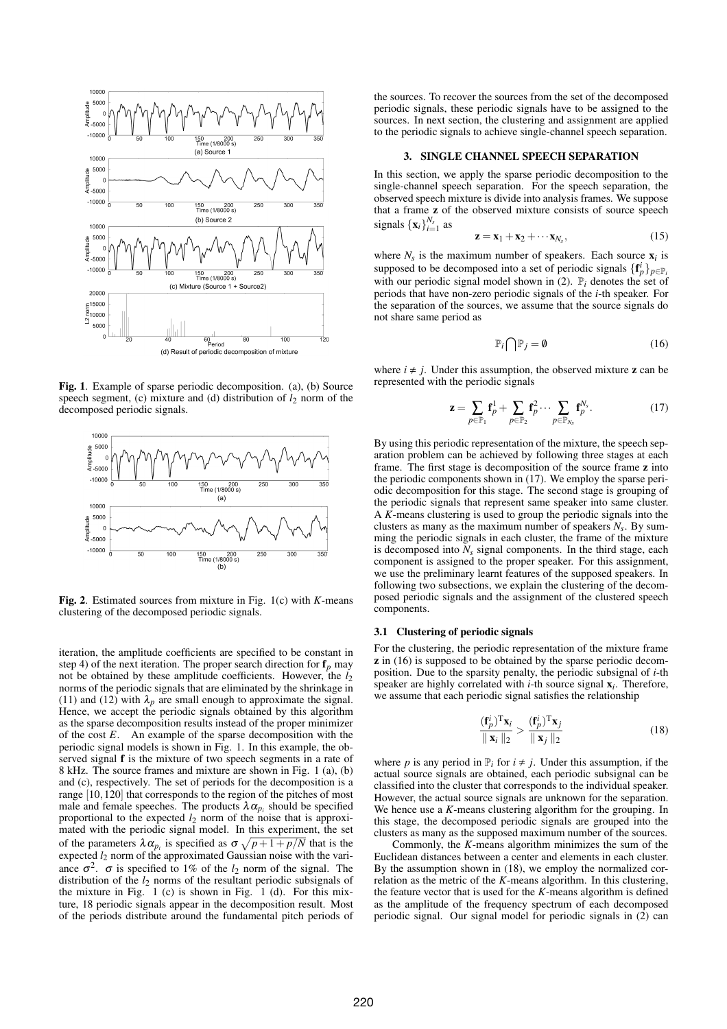**Fig. 1**. Example of sparse periodic decomposition. (a), (b) Source speech segment, (c) mixture and (d) distribution of $l_2$ norm of the decomposed periodic signals.

**Fig. 2**. Estimated sources from mixture in Fig. 1(c) with *K*-means clustering of the decomposed periodic signals.

iteration, the amplitude coefficients are specified to be constant in step 4) of the next iteration. The proper search direction for $\mathbf{f}_p$ may not be obtained by these amplitude coefficients. However, the $l_2$ norms of the periodic signals that are eliminated by the shrinkage in (11) and (12) with $\lambda_p$ are small enough to approximate the signal. Hence, we accept the periodic signals obtained by this algorithm as the sparse decomposition results instead of the proper minimizer of the cost $E$. An example of the sparse decomposition with the periodic signal models is shown in Fig. 1. In this example, the observed signal $\mathbf{f}$ is the mixture of two speech segments in a rate of 8 kHz. The source frames and mixture are shown in Fig. 1 (a), (b) and (c), respectively. The set of periods for the decomposition is a range $[10,120]$ that corresponds to the region of the pitches of most male and female speeches. The products $\lambda\alpha_{p_i}$ should be specified proportional to the expected $l_2$ norm of the noise that is approximated with the periodic signal model. In this experiment, the set of the parameters $\lambda\alpha_{p_i}$ is specified as $\sigma\sqrt{p+1+p/N}$ that is the expected $l_2$ norm of the approximated Gaussian noise with the variance $\sigma^2$. $\sigma$ is specified to 1% of the $l_2$ norm of the signal. The distribution of the $l_2$ norms of the resultant periodic subsignals of the mixture in Fig. 1 (c) is shown in Fig. 1 (d). For this mixture, 18 periodic signals appear in the decomposition result. Most of the periods distribute around the fundamental pitch periods of the sources. To recover the sources from the set of the decomposed periodic signals, these periodic signals have to be assigned to the sources. In next section, the clustering and assignment are applied to the periodic signals to achieve single-channel speech separation.

## 3. SINGLE CHANNEL SPEECH SEPARATION

In this section, we apply the sparse periodic decomposition to the single-channel speech separation. For the speech separation, the observed speech mixture is divide into analysis frames. We suppose that a frame $\mathbf{z}$ of the observed mixture consists of source speech signals $\{\mathbf{x}_i\}_{i=1}^{N_s}$ as

$$\mathbf{z} = \mathbf{x}_1 + \mathbf{x}_2 + \cdots \mathbf{x}_{N_s}, \tag{15}$$

where $N_s$ is the maximum number of speakers. Each source $\mathbf{x}_i$ is supposed to be decomposed into a set of periodic signals $\{\mathbf{f}_p^i\}_{p\in\mathbb{P}_i}$ with our periodic signal model shown in (2). $\mathbb{P}_i$ denotes the set of periods that have non-zero periodic signals of the $i$-th speaker. For the separation of the sources, we assume that the source signals do not share same period as

$$\mathbb{P}_i \bigcap \mathbb{P}_j = \emptyset \tag{16}$$

where $i \neq j$. Under this assumption, the observed mixture $\mathbf{z}$ can be represented with the periodic signals

$$\mathbf{z} = \sum_{p\in\mathbb{P}_1} \mathbf{f}_p^1 + \sum_{p\in\mathbb{P}_2} \mathbf{f}_p^2 \cdots \sum_{p\in\mathbb{P}_{N_s}} \mathbf{f}_p^{N_s}. \tag{17}$$

By using this periodic representation of the mixture, the speech separation problem can be achieved by following three stages at each frame. The first stage is decomposition of the source frame $\mathbf{z}$ into the periodic components shown in (17). We employ the sparse periodic decomposition for this stage. The second stage is grouping of the periodic signals that represent same speaker into same cluster. A *K*-means clustering is used to group the periodic signals into the clusters as many as the maximum number of speakers $N_s$. By summing the periodic signals in each cluster, the frame of the mixture is decomposed into $N_s$ signal components. In the third stage, each component is assigned to the proper speaker. For this assignment, we use the preliminary learnt features of the supposed speakers. In following two subsections, we explain the clustering of the decomposed periodic signals and the assignment of the clustered speech components.

### 3.1 Clustering of periodic signals

For the clustering, the periodic representation of the mixture frame $\mathbf{z}$ in (16) is supposed to be obtained by the sparse periodic decomposition. Due to the sparsity penalty, the periodic subsignal of $i$-th speaker are highly correlated with $i$-th source signal $\mathbf{x}_i$. Therefore, we assume that each periodic signal satisfies the relationship

$$\frac{(\mathbf{f}_p^i)^{\mathrm{T}}\mathbf{x}_i}{\|\mathbf{x}_i\|_2} > \frac{(\mathbf{f}_p^i)^{\mathrm{T}}\mathbf{x}_j}{\|\mathbf{x}_j\|_2} \tag{18}$$

where $p$ is any period in $\mathbb{P}_i$ for $i \neq j$. Under this assumption, if the actual source signals are obtained, each periodic subsignal can be classified into the cluster that corresponds to the individual speaker. However, the actual source signals are unknown for the separation. We hence use a *K*-means clustering algorithm for the grouping. In this stage, the decomposed periodic signals are grouped into the clusters as many as the supposed maximum number of the sources.

Commonly, the *K*-means algorithm minimizes the sum of the Euclidean distances between a center and elements in each cluster. By the assumption shown in (18), we employ the normalized correlation as the metric of the *K*-means algorithm. In this clustering, the feature vector that is used for the *K*-means algorithm is defined as the amplitude of the frequency spectrum of each decomposed periodic signal. Our signal model for periodic signals in (2) can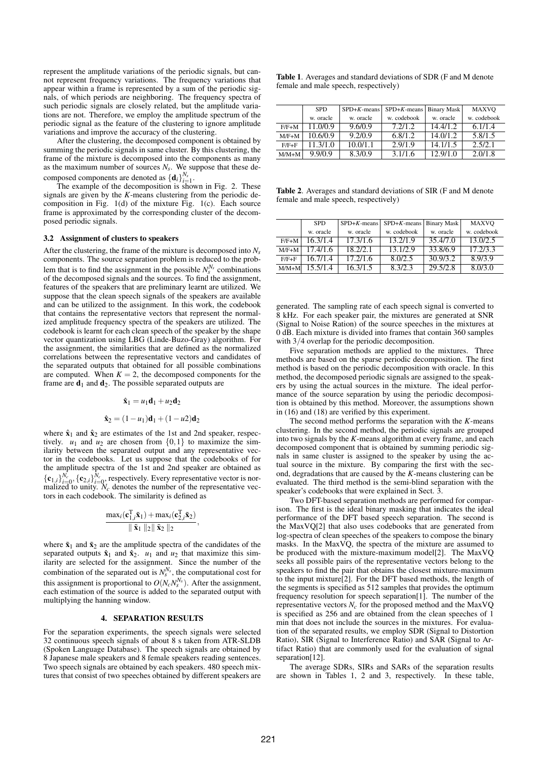represent the amplitude variations of the periodic signals, but cannot represent frequency variations. The frequency variations that appear within a frame is represented by a sum of the periodic signals, of which periods are neighboring. The frequency spectra of such periodic signals are closely related, but the amplitude variations are not. Therefore, we employ the amplitude spectrum of the periodic signal as the feature of the clustering to ignore amplitude variations and improve the accuracy of the clustering.

After the clustering, the decomposed component is obtained by summing the periodic signals in same cluster. By this clustering, the frame of the mixture is decomposed into the components as many as the maximum number of sources $N_s$. We suppose that these decomposed components are denoted as $\{\mathbf{d}_i\}_{i=1}^{N_s}$.

The example of the decomposition is shown in Fig. 2. These signals are given by the $K$-means clustering from the periodic decomposition in Fig. 1(d) of the mixture Fig. 1(c). Each source frame is approximated by the corresponding cluster of the decomposed periodic signals.

### 3.2 Assignment of clusters to speakers

After the clustering, the frame of the mixture is decomposed into $N_s$ components. The source separation problem is reduced to the problem that is to find the assignment in the possible $N_s^{N_s}$ combinations of the decomposed signals and the sources. To find the assignment, features of the speakers that are preliminary learnt are utilized. We suppose that the clean speech signals of the speakers are available and can be utilized to the assignment. In this work, the codebook that contains the representative vectors that represent the normalized amplitude frequency spectra of the speakers are utilized. The codebook is learnt for each clean speech of the speaker by the shape vector quantization using LBG (Linde-Buzo-Gray) algorithm. For the assignment, the similarities that are defined as the normalized correlations between the representative vectors and candidates of the separated outputs that obtained for all possible combinations are computed. When $K = 2$, the decomposed components for the frame are $\mathbf{d}_1$ and $\mathbf{d}_2$. The possible separated outputs are

$$\hat{\mathbf{x}}_1 = u_1\mathbf{d}_1 + u_2\mathbf{d}_2$$

$$\hat{\mathbf{x}}_2 = (1-u_1)\mathbf{d}_1 + (1-u2)\mathbf{d}_2$$

where $\hat{\mathbf{x}}_1$ and $\hat{\mathbf{x}}_2$ are estimates of the 1st and 2nd speaker, respectively. $u_1$ and $u_2$ are chosen from $\{0,1\}$ to maximize the similarity between the separated output and any representative vector in the codebooks. Let us suppose that the codebooks of for the amplitude spectra of the 1st and 2nd speaker are obtained as $\{\mathbf{c}_{1,i}\}_{i=0}^{N_c}, \{\mathbf{c}_{2,i}\}_{i=0}^{N_c}$, respectively. Every representative vector is normalized to unity. $N_c$ denotes the number of the representative vectors in each codebook. The similarity is defined as

$$\frac{\max_i(\mathbf{c}_{1,i}^{\mathrm{T}}\tilde{\mathbf{x}}_1) + \max_i(\mathbf{c}_{2,i}^{\mathrm{T}}\tilde{\mathbf{x}}_2)}{\|\tilde{\mathbf{x}}_1\|_2 \|\tilde{\mathbf{x}}_2\|_2},$$

where $\tilde{\mathbf{x}}_1$ and $\tilde{\mathbf{x}}_2$ are the amplitude spectra of the candidates of the separated outputs $\hat{\mathbf{x}}_1$ and $\hat{\mathbf{x}}_2$. $u_1$ and $u_2$ that maximize this similarity are selected for the assignment. Since the number of the combination of the separated out is $N_s^{N_s}$, the computational cost for this assignment is proportional to $O(N_c N_s^{N_s})$. After the assignment, each estimation of the source is added to the separated output with multiplying the hanning window.

## 4. SEPARATION RESULTS

For the separation experiments, the speech signals were selected 32 continuous speech signals of about 8 s taken from ATR-SLDB (Spoken Language Database). The speech signals are obtained by 8 Japanese male speakers and 8 female speakers reading sentences. Two speech signals are obtained by each speakers. 480 speech mixtures that consist of two speeches obtained by different speakers are generated. The sampling rate of each speech signal is converted to 8 kHz. For each speaker pair, the mixtures are generated at SNR (Signal to Noise Ration) of the source speeches in the mixtures at 0 dB. Each mixture is divided into frames that contain 360 samples with 3/4 overlap for the periodic decomposition.

Five separation methods are applied to the mixtures. Three methods are based on the sparse periodic decomposition. The first method is based on the periodic decomposition with oracle. In this method, the decomposed periodic signals are assigned to the speakers by using the actual sources in the mixture. The ideal performance of the source separation by using the periodic decomposition is obtained by this method. Moreover, the assumptions shown in (16) and (18) are verified by this experiment.

The second method performs the separation with the $K$-means clustering. In the second method, the periodic signals are grouped into two signals by the $K$-means algorithm at every frame, and each decomposed component that is obtained by summing periodic signals in same cluster is assigned to the speaker by using the actual source in the mixture. By comparing the first with the second, degradations that are caused by the $K$-means clustering can be evaluated. The third method is the semi-blind separation with the speaker's codebooks that were explained in Sect. 3.

Two DFT-based separation methods are performed for comparison. The first is the ideal binary masking that indicates the ideal performance of the DFT based speech separation. The second is the MaxVQ[2] that also uses codebooks that are generated from log-spectra of clean speeches of the speakers to compose the binary masks. In the MaxVQ, the spectra of the mixture are assumed to be produced with the mixture-maximum model[2]. The MaxVQ seeks all possible pairs of the representative vectors belong to the speakers to find the pair that obtains the closest mixture-maximum to the input mixture[2]. For the DFT based methods, the length of the segments is specified as 512 samples that provides the optimum frequency resolution for speech separation[1]. The number of the representative vectors $N_c$ for the proposed method and the MaxVQ is specified as 256 and are obtained from the clean speeches of 1 min that does not include the sources in the mixtures. For evaluation of the separated results, we employ SDR (Signal to Distortion Ratio), SIR (Signal to Interference Ratio) and SAR (Signal to Artifact Ratio) that are commonly used for the evaluation of signal separation[12].

The average SDRs, SIRs and SARs of the separation results are shown in Tables 1, 2 and 3, respectively. In these table,

**Table 1**. Averages and standard deviations of SDR (F and M denote female and male speech, respectively)

| | SPD w. oracle | SPD+$K$-means w. oracle | SPD+$K$-means w. codebook | Binary Mask w. oracle | MAXVQ w. codebook |
|---|---|---|---|---|---|
| F/F+M | 11.0/0.9 | 9.6/0.9 | 7.2/1.2 | 14.4/1.2 | 6.1/1.4 |
| M/F+M | 10.6/0.9 | 9.2/0.9 | 6.8/1.2 | 14.0/1.2 | 5.8/1.5 |
| F/F+F | 11.3/1.0 | 10.0/1.1 | 2.9/1.9 | 14.1/1.5 | 2.5/2.1 |
| M/M+M | 9.9/0.9 | 8.3/0.9 | 3.1/1.6 | 12.9/1.0 | 2.0/1.8 |

**Table 2**. Averages and standard deviations of SIR (F and M denote female and male speech, respectively)

| | SPD w. oracle | SPD+$K$-means w. oracle | SPD+$K$-means w. codebook | Binary Mask w. oracle | MAXVQ w. codebook |
|---|---|---|---|---|---|
| F/F+M | 16.3/1.4 | 17.3/1.6 | 13.2/1.9 | 35.4/7.0 | 13.0/2.5 |
| M/F+M | 17.4/1.6 | 18.2/2.1 | 13.1/2.9 | 33.8/6.9 | 17.2/3.3 |
| F/F+F | 16.7/1.4 | 17.2/1.6 | 8.0/2.5 | 30.9/3.2 | 8.9/3.9 |
| M/M+M | 15.5/1.4 | 16.3/1.5 | 8.3/2.3 | 29.5/2.8 | 8.0/3.0 |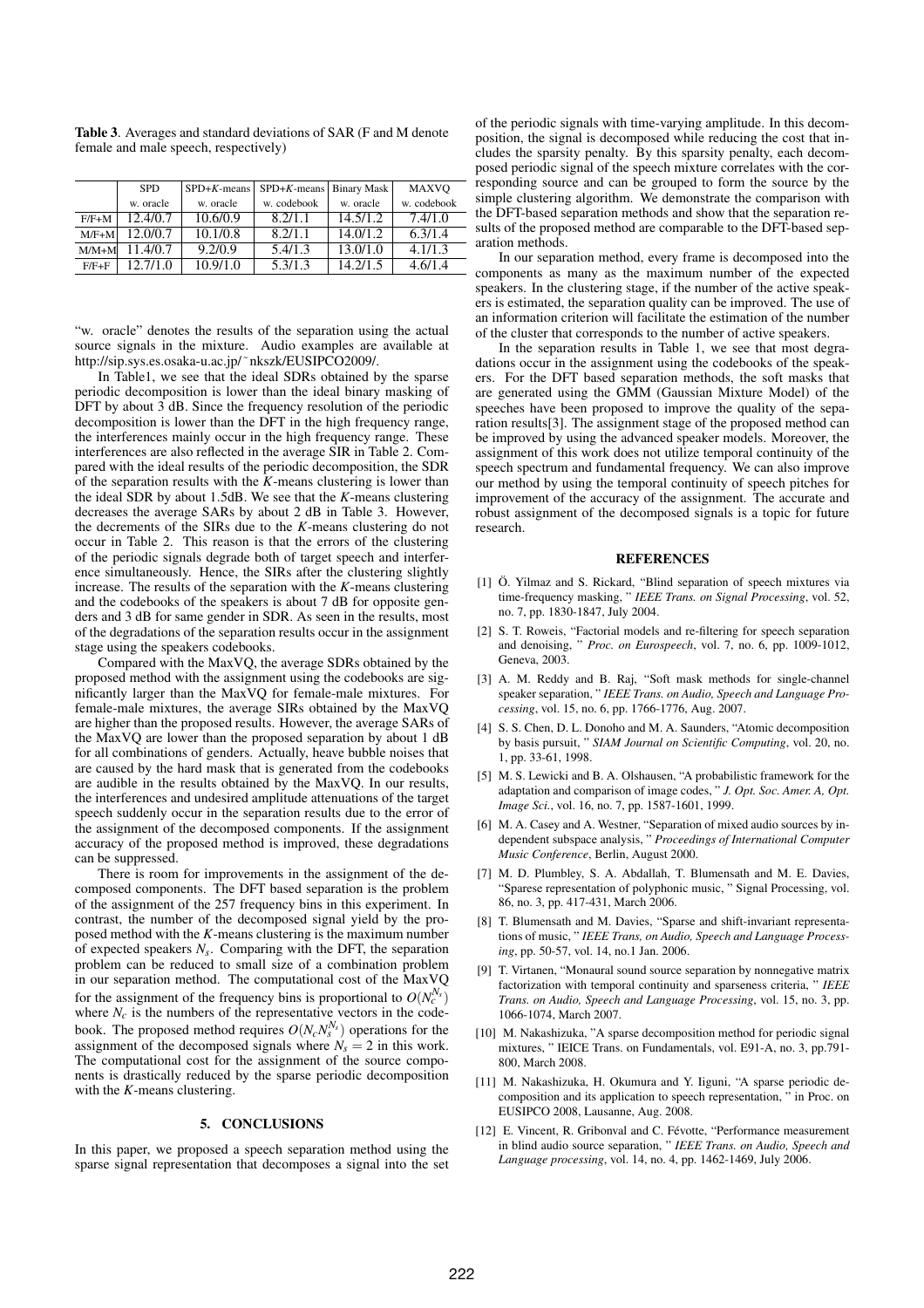Table 3. Averages and standard deviations of SAR (F and M denote female and male speech, respectively)

| | SPD w. oracle | SPD+*K*-means w. oracle | SPD+*K*-means w. codebook | Binary Mask w. oracle | MAXVQ w. codebook |
|---|---|---|---|---|---|
| F/F+M | 12.4/0.7 | 10.6/0.9 | 8.2/1.1 | 14.5/1.2 | 7.4/1.0 |
| M/F+M | 12.0/0.7 | 10.1/0.8 | 8.2/1.1 | 14.0/1.2 | 6.3/1.4 |
| M/M+M | 11.4/0.7 | 9.2/0.9 | 5.4/1.3 | 13.0/1.0 | 4.1/1.3 |
| F/F+F | 12.7/1.0 | 10.9/1.0 | 5.3/1.3 | 14.2/1.5 | 4.6/1.4 |

"w. oracle" denotes the results of the separation using the actual source signals in the mixture. Audio examples are available at http://sip.sys.es.osaka-u.ac.jp/~nkszk/EUSIPCO2009/.

In Table1, we see that the ideal SDRs obtained by the sparse periodic decomposition is lower than the ideal binary masking of DFT by about 3 dB. Since the frequency resolution of the periodic decomposition is lower than the DFT in the high frequency range, the interferences mainly occur in the high frequency range. These interferences are also reflected in the average SIR in Table 2. Compared with the ideal results of the periodic decomposition, the SDR of the separation results with the *K*-means clustering is lower than the ideal SDR by about 1.5dB. We see that the *K*-means clustering decreases the average SARs by about 2 dB in Table 3. However, the decrements of the SIRs due to the *K*-means clustering do not occur in Table 2. This reason is that the errors of the clustering of the periodic signals degrade both of target speech and interference simultaneously. Hence, the SIRs after the clustering slightly increase. The results of the separation with the *K*-means clustering and the codebooks of the speakers is about 7 dB for opposite genders and 3 dB for same gender in SDR. As seen in the results, most of the degradations of the separation results occur in the assignment stage using the speakers codebooks.

Compared with the MaxVQ, the average SDRs obtained by the proposed method with the assignment using the codebooks are significantly larger than the MaxVQ for female-male mixtures. For female-male mixtures, the average SIRs obtained by the MaxVQ are higher than the proposed results. However, the average SARs of the MaxVQ are lower than the proposed separation by about 1 dB for all combinations of genders. Actually, heave bubble noises that are caused by the hard mask that is generated from the codebooks are audible in the results obtained by the MaxVQ. In our results, the interferences and undesired amplitude attenuations of the target speech suddenly occur in the separation results due to the error of the assignment of the decomposed components. If the assignment accuracy of the proposed method is improved, these degradations can be suppressed.

There is room for improvements in the assignment of the decomposed components. The DFT based separation is the problem of the assignment of the 257 frequency bins in this experiment. In contrast, the number of the decomposed signal yield by the proposed method with the *K*-means clustering is the maximum number of expected speakers $N_s$. Comparing with the DFT, the separation problem can be reduced to small size of a combination problem in our separation method. The computational cost of the MaxVQ for the assignment of the frequency bins is proportional to $O(N_c^{N_s})$ where $N_c$ is the numbers of the representative vectors in the codebook. The proposed method requires $O(N_c N_s^{N_s})$ operations for the assignment of the decomposed signals where $N_s = 2$ in this work. The computational cost for the assignment of the source components is drastically reduced by the sparse periodic decomposition with the *K*-means clustering.

## 5. CONCLUSIONS

In this paper, we proposed a speech separation method using the sparse signal representation that decomposes a signal into the set of the periodic signals with time-varying amplitude. In this decomposition, the signal is decomposed while reducing the cost that includes the sparsity penalty. By this sparsity penalty, each decomposed periodic signal of the speech mixture correlates with the corresponding source and can be grouped to form the source by the simple clustering algorithm. We demonstrate the comparison with the DFT-based separation methods and show that the separation results of the proposed method are comparable to the DFT-based separation methods.

In our separation method, every frame is decomposed into the components as many as the maximum number of the expected speakers. In the clustering stage, if the number of the active speakers is estimated, the separation quality can be improved. The use of an information criterion will facilitate the estimation of the number of the cluster that corresponds to the number of active speakers.

In the separation results in Table 1, we see that most degradations occur in the assignment using the codebooks of the speakers. For the DFT based separation methods, the soft masks that are generated using the GMM (Gaussian Mixture Model) of the speeches have been proposed to improve the quality of the separation results[3]. The assignment stage of the proposed method can be improved by using the advanced speaker models. Moreover, the assignment of this work does not utilize temporal continuity of the speech spectrum and fundamental frequency. We can also improve our method by using the temporal continuity of speech pitches for improvement of the accuracy of the assignment. The accurate and robust assignment of the decomposed signals is a topic for future research.

## REFERENCES

[1] Ö. Yilmaz and S. Rickard, "Blind separation of speech mixtures via time-frequency masking, " *IEEE Trans. on Signal Processing*, vol. 52, no. 7, pp. 1830-1847, July 2004.

[2] S. T. Roweis, "Factorial models and re-filtering for speech separation and denoising, " *Proc. on Eurospeech*, vol. 7, no. 6, pp. 1009-1012, Geneva, 2003.

[3] A. M. Reddy and B. Raj, "Soft mask methods for single-channel speaker separation, " *IEEE Trans. on Audio, Speech and Language Processing*, vol. 15, no. 6, pp. 1766-1776, Aug. 2007.

[4] S. S. Chen, D. L. Donoho and M. A. Saunders, "Atomic decomposition by basis pursuit, " *SIAM Journal on Scientific Computing*, vol. 20, no. 1, pp. 33-61, 1998.

[5] M. S. Lewicki and B. A. Olshausen, "A probabilistic framework for the adaptation and comparison of image codes, " *J. Opt. Soc. Amer. A, Opt. Image Sci.*, vol. 16, no. 7, pp. 1587-1601, 1999.

[6] M. A. Casey and A. Westner, "Separation of mixed audio sources by independent subspace analysis, " *Proceedings of International Computer Music Conference*, Berlin, August 2000.

[7] M. D. Plumbley, S. A. Abdallah, T. Blumensath and M. E. Davies, "Sparese representation of polyphonic music, " Signal Processing, vol. 86, no. 3, pp. 417-431, March 2006.

[8] T. Blumensath and M. Davies, "Sparse and shift-invariant representations of music, " *IEEE Trans, on Audio, Speech and Language Processing*, pp. 50-57, vol. 14, no.1 Jan. 2006.

[9] T. Virtanen, "Monaural sound source separation by nonnegative matrix factorization with temporal continuity and sparseness criteria, " *IEEE Trans. on Audio, Speech and Language Processing*, vol. 15, no. 3, pp. 1066-1074, March 2007.

[10] M. Nakashizuka, "A sparse decomposition method for periodic signal mixtures, " IEICE Trans. on Fundamentals, vol. E91-A, no. 3, pp.791-800, March 2008.

[11] M. Nakashizuka, H. Okumura and Y. Iiguni, "A sparse periodic decomposition and its application to speech representation, " in Proc. on EUSIPCO 2008, Lausanne, Aug. 2008.

[12] E. Vincent, R. Gribonval and C. Févotte, "Performance measurement in blind audio source separation, " *IEEE Trans. on Audio, Speech and Language processing*, vol. 14, no. 4, pp. 1462-1469, July 2006.